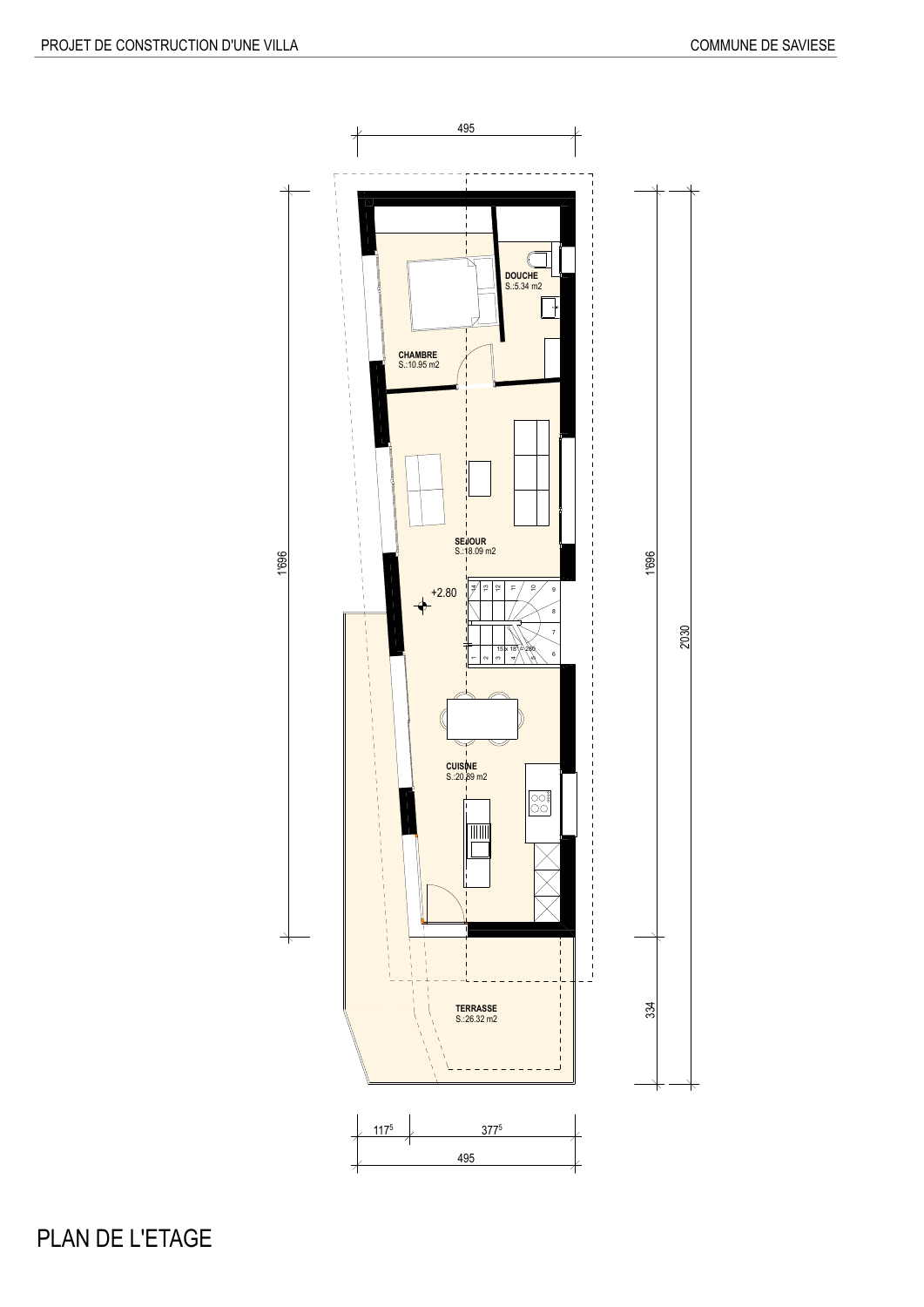PROJET DE CONSTRUCTION D'UNE VILLA

COMMUNE DE SAVIESE

495

1'696

CHAMBRE
S.:10.95 m2

DOUCHE
S.:5.34 m2

SEJOUR
S.:18.09 m2

+2.80

15 x 18 = 280

CUISINE
S.:20.89 m2

TERRASSE
S.:26.32 m2

1'696

2'030

334

$117^5$

$377^5$

495

# PLAN DE L'ETAGE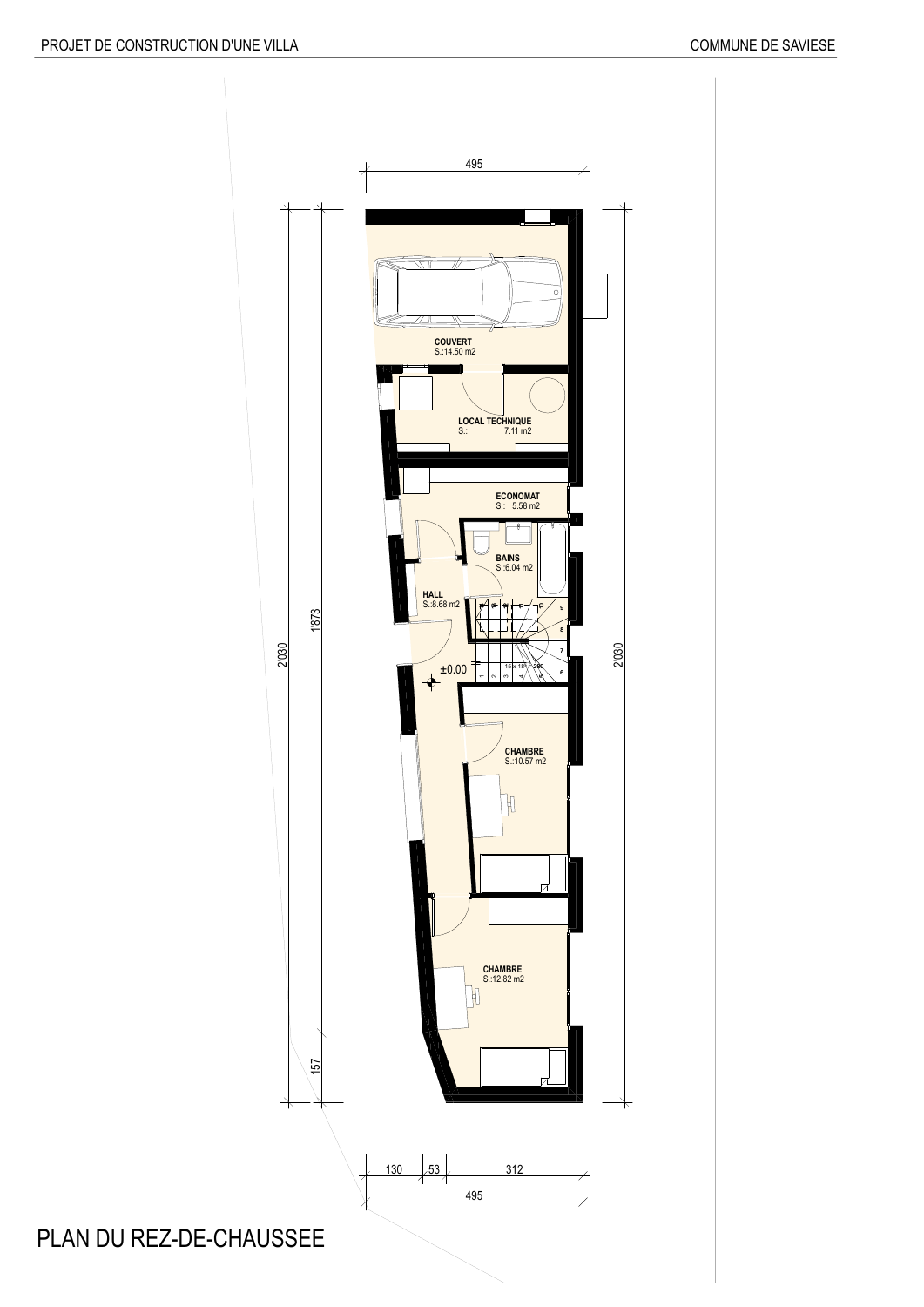PLAN DU REZ-DE-CHAUSSEE

COUVERT
S.:14.50 m2

LOCAL TECHNIQUE
S.: 7.11 m2

ECONOMAT
S.: 5.58 m2

BAINS
S.:6.04 m2

HALL
S.:8.68 m2

±0.00

15 x 18.7 = 280

CHAMBRE
S.:10.57 m2

CHAMBRE
S.:12.82 m2

495

2'030

1'873

157

2'030

130 | 53 | 312

495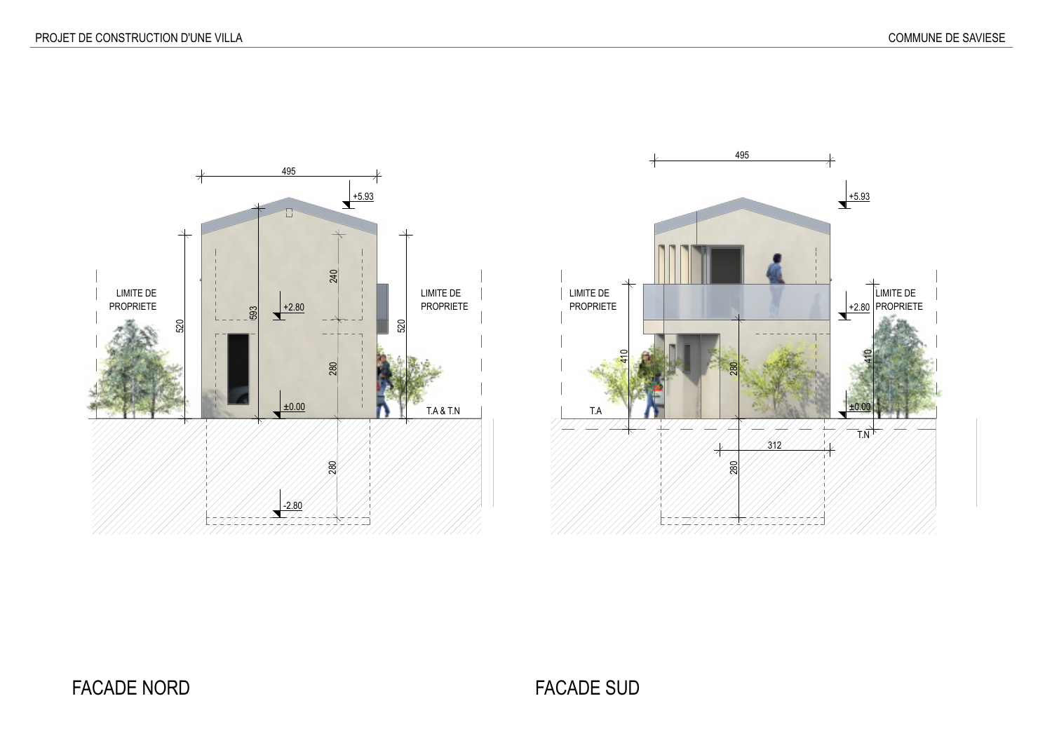FACADE NORD

495

+5.93

LIMITE DE PROPRIETE

520

593

240

+2.80

280

520

LIMITE DE PROPRIETE

±0.00

T.A & T.N

280

-2.80

FACADE SUD

495

+5.93

LIMITE DE PROPRIETE

410

+2.80

LIMITE DE PROPRIETE

280

410

T.A

±0.00

T.N

312

280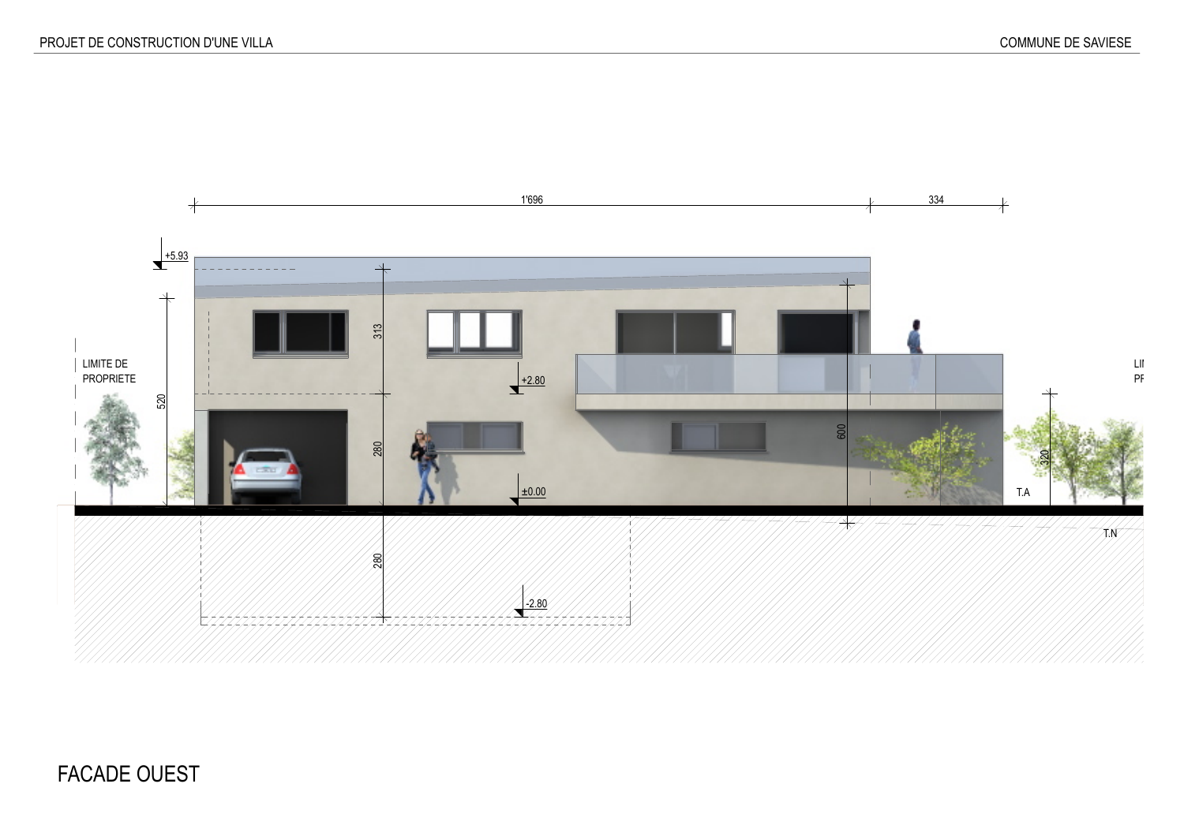PROJET DE CONSTRUCTION D'UNE VILLA

COMMUNE DE SAVIESE

1'696

334

+5.93

313

520

LIMITE DE PROPRIETE

+2.80

280

600

320

±0.00

T.A

T.N

280

-2.80

# FACADE OUEST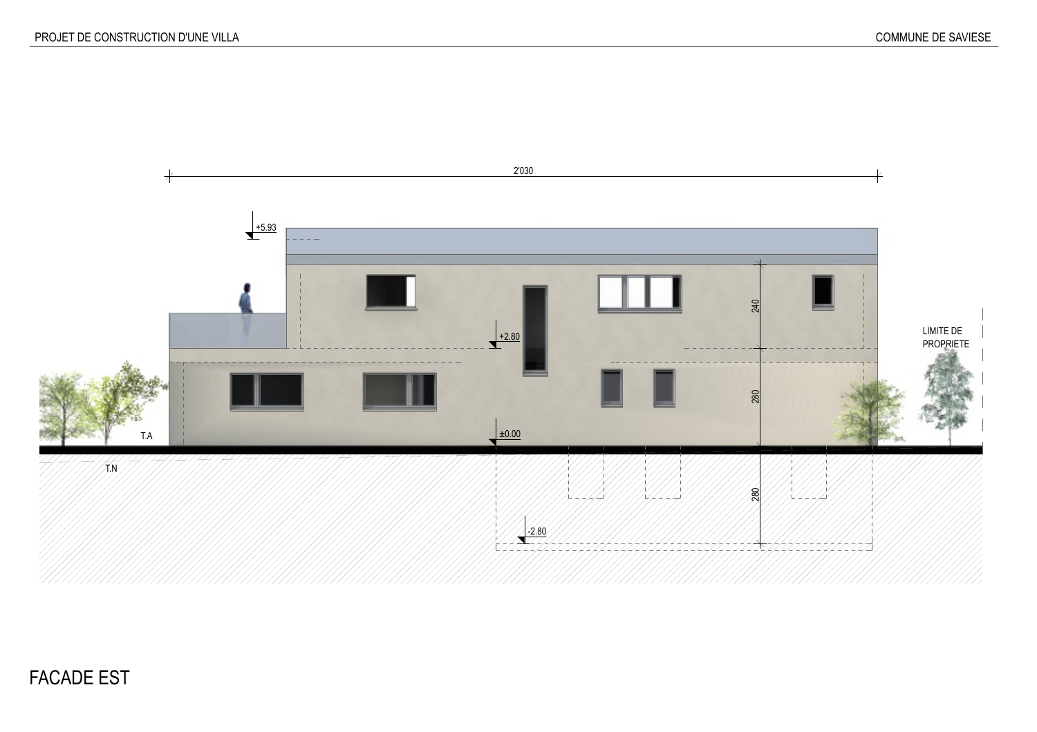2'030

+5.93

+2.80

±0.00

-2.80

240

280

280

T.A

T.N

LIMITE DE PROPRIETE

# FACADE EST